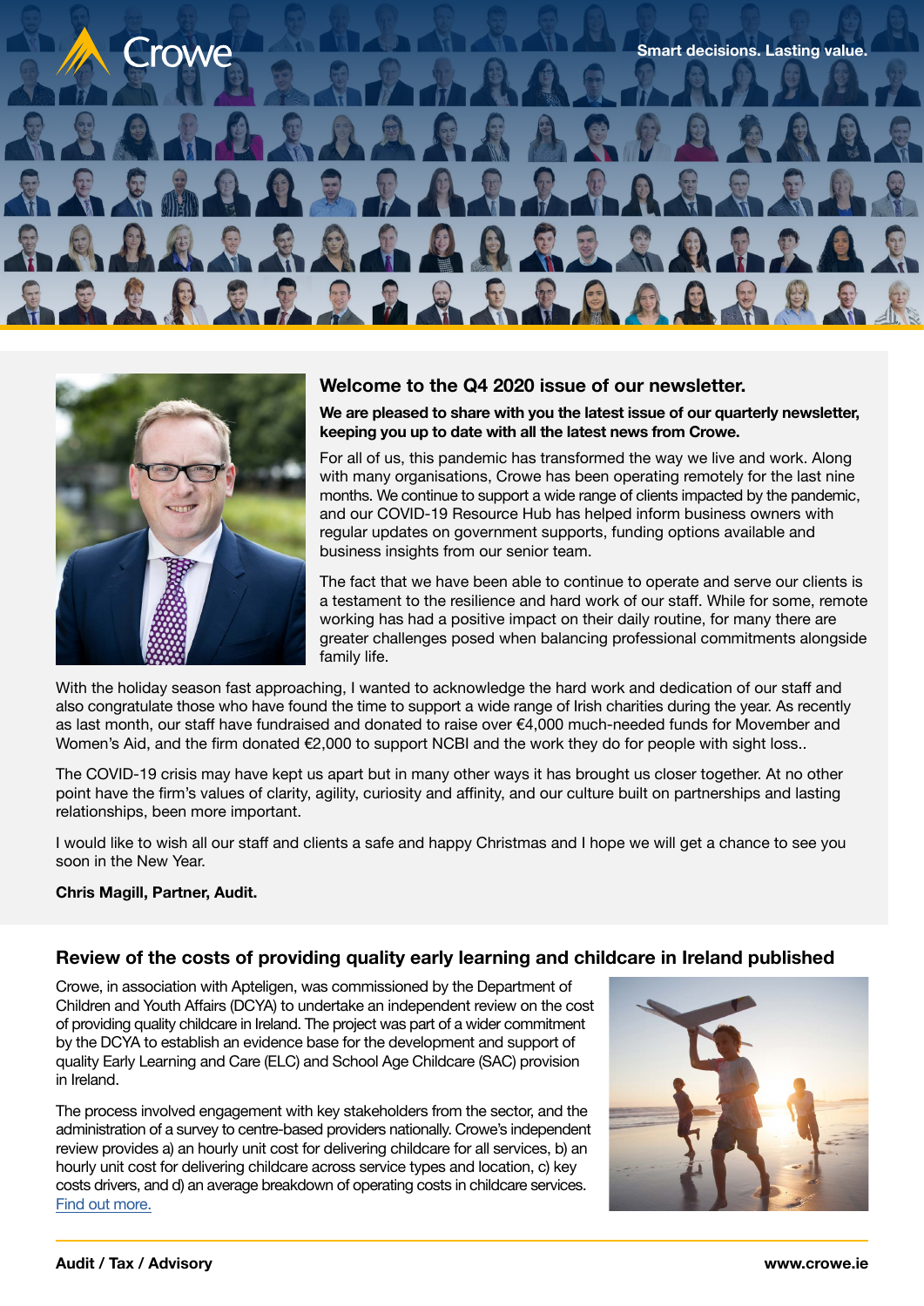Crowe

Smart decisions. Lasting value.

## Welcome to the Q4 2020 issue of our newsletter.

**We are pleased to share with you the latest issue of our quarterly newsletter, keeping you up to date with all the latest news from Crowe.**

For all of us, this pandemic has transformed the way we live and work. Along with many organisations, Crowe has been operating remotely for the last nine months. We continue to support a wide range of clients impacted by the pandemic, and our COVID-19 Resource Hub has helped inform business owners with regular updates on government supports, funding options available and business insights from our senior team.

The fact that we have been able to continue to operate and serve our clients is a testament to the resilience and hard work of our staff. While for some, remote working has had a positive impact on their daily routine, for many there are greater challenges posed when balancing professional commitments alongside family life.

With the holiday season fast approaching, I wanted to acknowledge the hard work and dedication of our staff and also congratulate those who have found the time to support a wide range of Irish charities during the year. As recently as last month, our staff have fundraised and donated to raise over €4,000 much-needed funds for Movember and Women's Aid, and the firm donated €2,000 to support NCBI and the work they do for people with sight loss..

The COVID-19 crisis may have kept us apart but in many other ways it has brought us closer together. At no other point have the firm's values of clarity, agility, curiosity and affinity, and our culture built on partnerships and lasting relationships, been more important.

I would like to wish all our staff and clients a safe and happy Christmas and I hope we will get a chance to see you soon in the New Year.

**Chris Magill, Partner, Audit.**

## Review of the costs of providing quality early learning and childcare in Ireland published

Crowe, in association with Apteligen, was commissioned by the Department of Children and Youth Affairs (DCYA) to undertake an independent review on the cost of providing quality childcare in Ireland. The project was part of a wider commitment by the DCYA to establish an evidence base for the development and support of quality Early Learning and Care (ELC) and School Age Childcare (SAC) provision in Ireland.

The process involved engagement with key stakeholders from the sector, and the administration of a survey to centre-based providers nationally. Crowe's independent review provides a) an hourly unit cost for delivering childcare for all services, b) an hourly unit cost for delivering childcare across service types and location, c) key costs drivers, and d) an average breakdown of operating costs in childcare services. Find out more.

Audit / Tax / Advisory

www.crowe.ie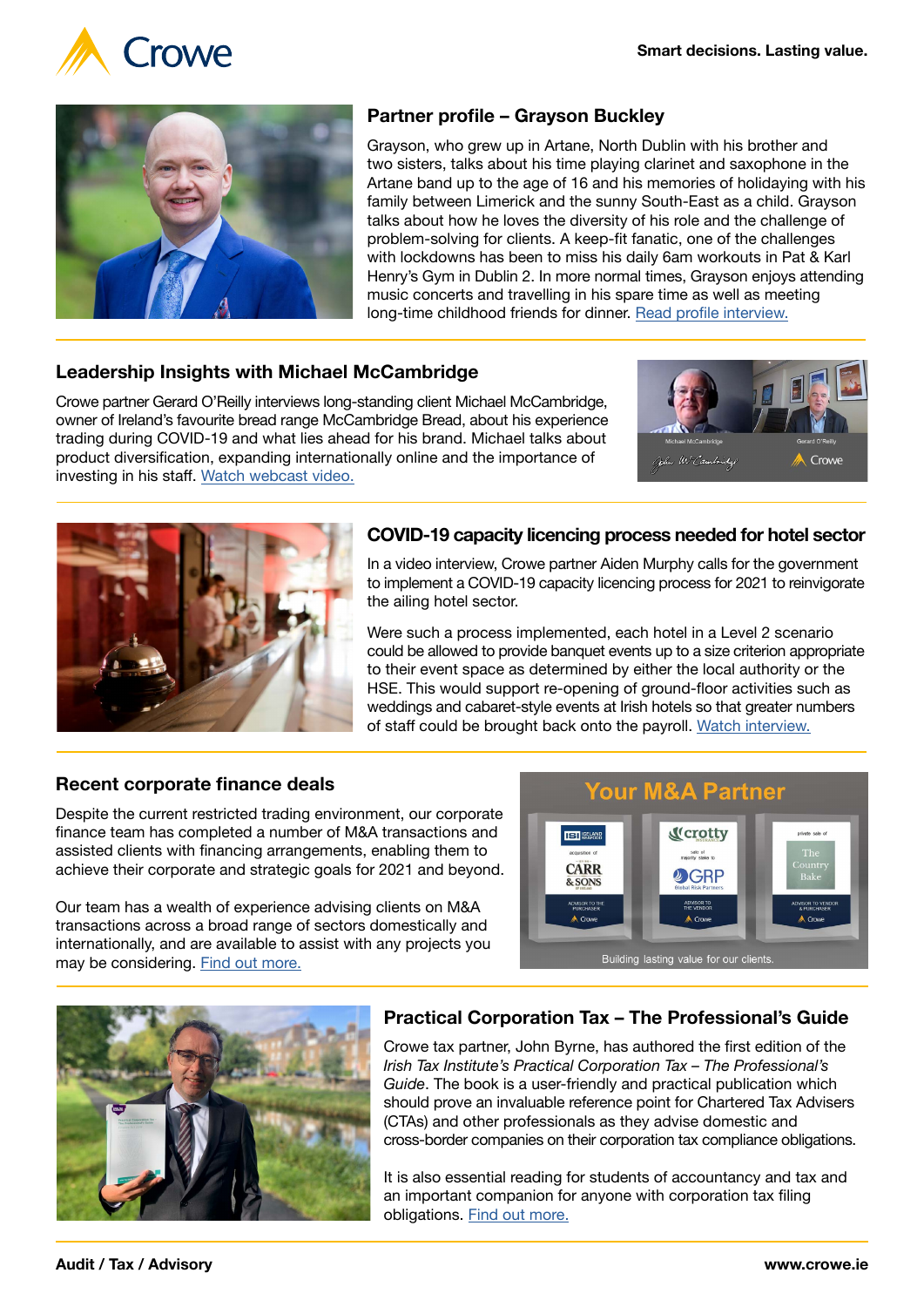## Partner profile – Grayson Buckley

Grayson, who grew up in Artane, North Dublin with his brother and two sisters, talks about his time playing clarinet and saxophone in the Artane band up to the age of 16 and his memories of holidaying with his family between Limerick and the sunny South-East as a child. Grayson talks about how he loves the diversity of his role and the challenge of problem-solving for clients. A keep-fit fanatic, one of the challenges with lockdowns has been to miss his daily 6am workouts in Pat & Karl Henry's Gym in Dublin 2. In more normal times, Grayson enjoys attending music concerts and travelling in his spare time as well as meeting long-time childhood friends for dinner. Read profile interview.

## Leadership Insights with Michael McCambridge

Crowe partner Gerard O'Reilly interviews long-standing client Michael McCambridge, owner of Ireland's favourite bread range McCambridge Bread, about his experience trading during COVID-19 and what lies ahead for his brand. Michael talks about product diversification, expanding internationally online and the importance of investing in his staff. Watch webcast video.

## COVID-19 capacity licencing process needed for hotel sector

In a video interview, Crowe partner Aiden Murphy calls for the government to implement a COVID-19 capacity licencing process for 2021 to reinvigorate the ailing hotel sector.

Were such a process implemented, each hotel in a Level 2 scenario could be allowed to provide banquet events up to a size criterion appropriate to their event space as determined by either the local authority or the HSE. This would support re-opening of ground-floor activities such as weddings and cabaret-style events at Irish hotels so that greater numbers of staff could be brought back onto the payroll. Watch interview.

## Recent corporate finance deals

Despite the current restricted trading environment, our corporate finance team has completed a number of M&A transactions and assisted clients with financing arrangements, enabling them to achieve their corporate and strategic goals for 2021 and beyond.

Our team has a wealth of experience advising clients on M&A transactions across a broad range of sectors domestically and internationally, and are available to assist with any projects you may be considering. Find out more.

## Practical Corporation Tax – The Professional's Guide

Crowe tax partner, John Byrne, has authored the first edition of the *Irish Tax Institute's Practical Corporation Tax – The Professional's Guide*. The book is a user-friendly and practical publication which should prove an invaluable reference point for Chartered Tax Advisers (CTAs) and other professionals as they advise domestic and cross-border companies on their corporation tax compliance obligations.

It is also essential reading for students of accountancy and tax and an important companion for anyone with corporation tax filing obligations. Find out more.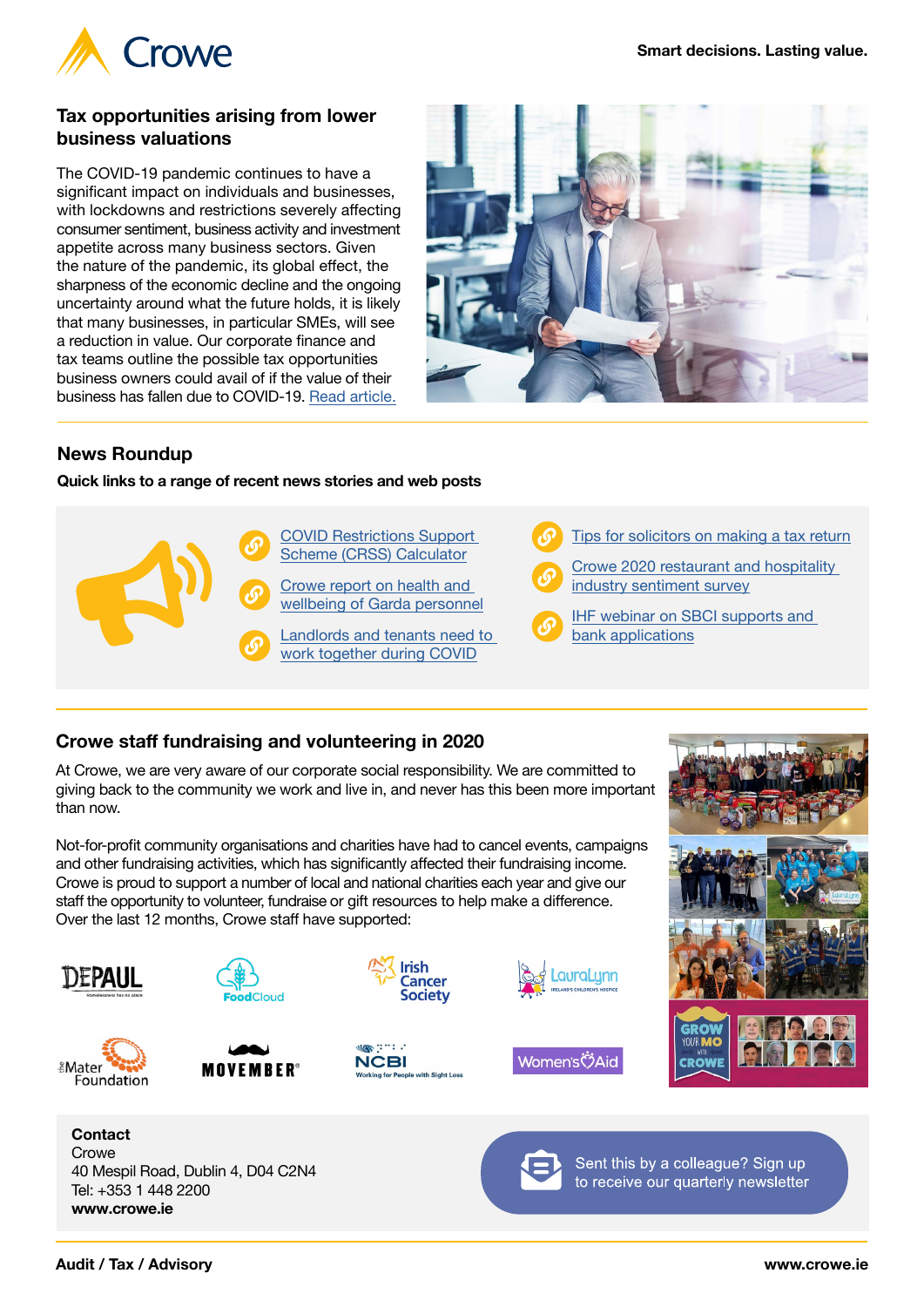## Tax opportunities arising from lower business valuations

The COVID-19 pandemic continues to have a significant impact on individuals and businesses, with lockdowns and restrictions severely affecting consumer sentiment, business activity and investment appetite across many business sectors. Given the nature of the pandemic, its global effect, the sharpness of the economic decline and the ongoing uncertainty around what the future holds, it is likely that many businesses, in particular SMEs, will see a reduction in value. Our corporate finance and tax teams outline the possible tax opportunities business owners could avail of if the value of their business has fallen due to COVID-19. Read article.

## News Roundup

**Quick links to a range of recent news stories and web posts**

- COVID Restrictions Support Scheme (CRSS) Calculator
- Crowe report on health and wellbeing of Garda personnel
- Landlords and tenants need to work together during COVID
- Tips for solicitors on making a tax return
- Crowe 2020 restaurant and hospitality industry sentiment survey
- IHF webinar on SBCI supports and bank applications

## Crowe staff fundraising and volunteering in 2020

At Crowe, we are very aware of our corporate social responsibility. We are committed to giving back to the community we work and live in, and never has this been more important than now.

Not-for-profit community organisations and charities have had to cancel events, campaigns and other fundraising activities, which has significantly affected their fundraising income. Crowe is proud to support a number of local and national charities each year and give our staff the opportunity to volunteer, fundraise or gift resources to help make a difference. Over the last 12 months, Crowe staff have supported:

DePaul · FoodCloud · Irish Cancer Society · LauraLynn · The Mater Foundation · Movember · NCBI · Women's Aid

**Contact**
Crowe
40 Mespil Road, Dublin 4, D04 C2N4
Tel: +353 1 448 2200
**www.crowe.ie**

Sent this by a colleague? Sign up to receive our quarterly newsletter